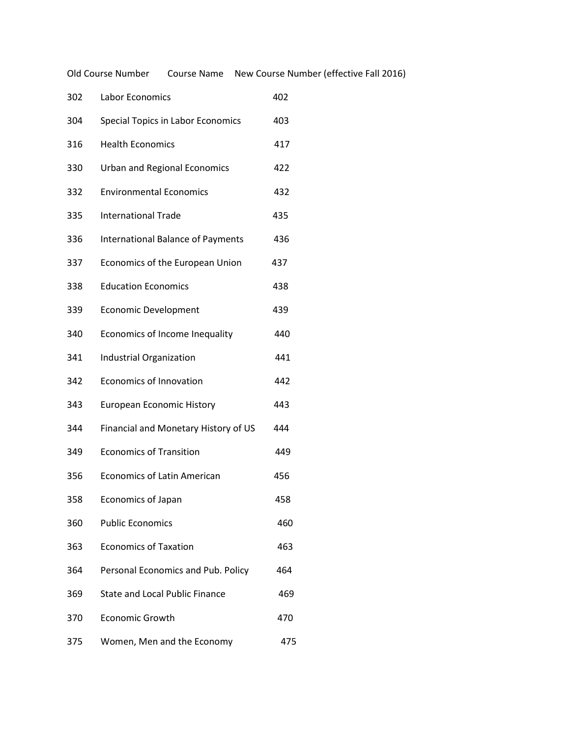| Old Course Number | Course Name | New Course Number (effective Fall 2016) |
|---|---|---|
| 302 | Labor Economics | 402 |
| 304 | Special Topics in Labor Economics | 403 |
| 316 | Health Economics | 417 |
| 330 | Urban and Regional Economics | 422 |
| 332 | Environmental Economics | 432 |
| 335 | International Trade | 435 |
| 336 | International Balance of Payments | 436 |
| 337 | Economics of the European Union | 437 |
| 338 | Education Economics | 438 |
| 339 | Economic Development | 439 |
| 340 | Economics of Income Inequality | 440 |
| 341 | Industrial Organization | 441 |
| 342 | Economics of Innovation | 442 |
| 343 | European Economic History | 443 |
| 344 | Financial and Monetary History of US | 444 |
| 349 | Economics of Transition | 449 |
| 356 | Economics of Latin American | 456 |
| 358 | Economics of Japan | 458 |
| 360 | Public Economics | 460 |
| 363 | Economics of Taxation | 463 |
| 364 | Personal Economics and Pub. Policy | 464 |
| 369 | State and Local Public Finance | 469 |
| 370 | Economic Growth | 470 |
| 375 | Women, Men and the Economy | 475 |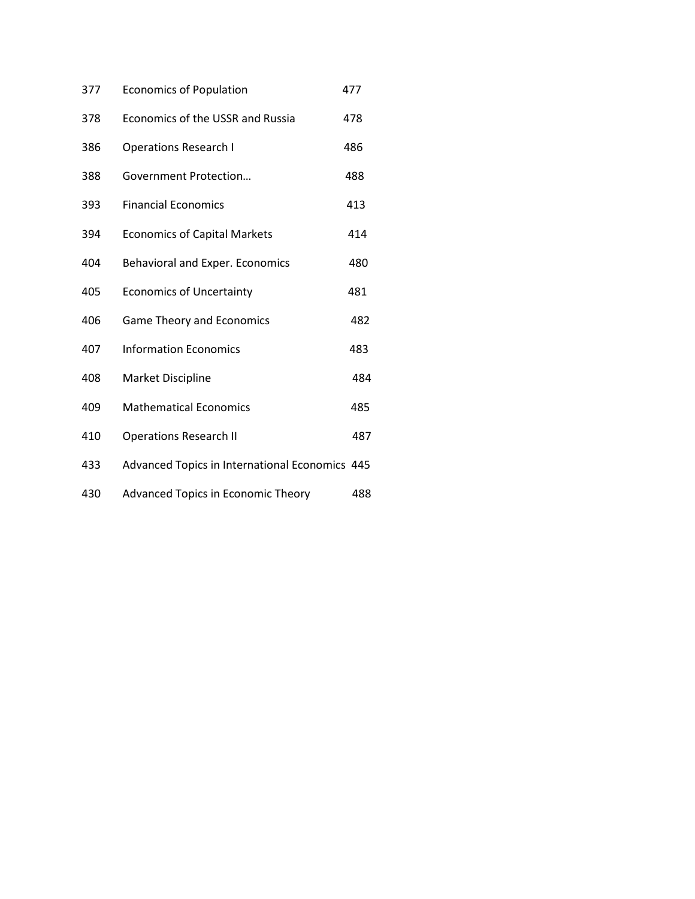| | | |
|---|---|---|
| 377 | Economics of Population | 477 |
| 378 | Economics of the USSR and Russia | 478 |
| 386 | Operations Research I | 486 |
| 388 | Government Protection… | 488 |
| 393 | Financial Economics | 413 |
| 394 | Economics of Capital Markets | 414 |
| 404 | Behavioral and Exper. Economics | 480 |
| 405 | Economics of Uncertainty | 481 |
| 406 | Game Theory and Economics | 482 |
| 407 | Information Economics | 483 |
| 408 | Market Discipline | 484 |
| 409 | Mathematical Economics | 485 |
| 410 | Operations Research II | 487 |
| 433 | Advanced Topics in International Economics | 445 |
| 430 | Advanced Topics in Economic Theory | 488 |